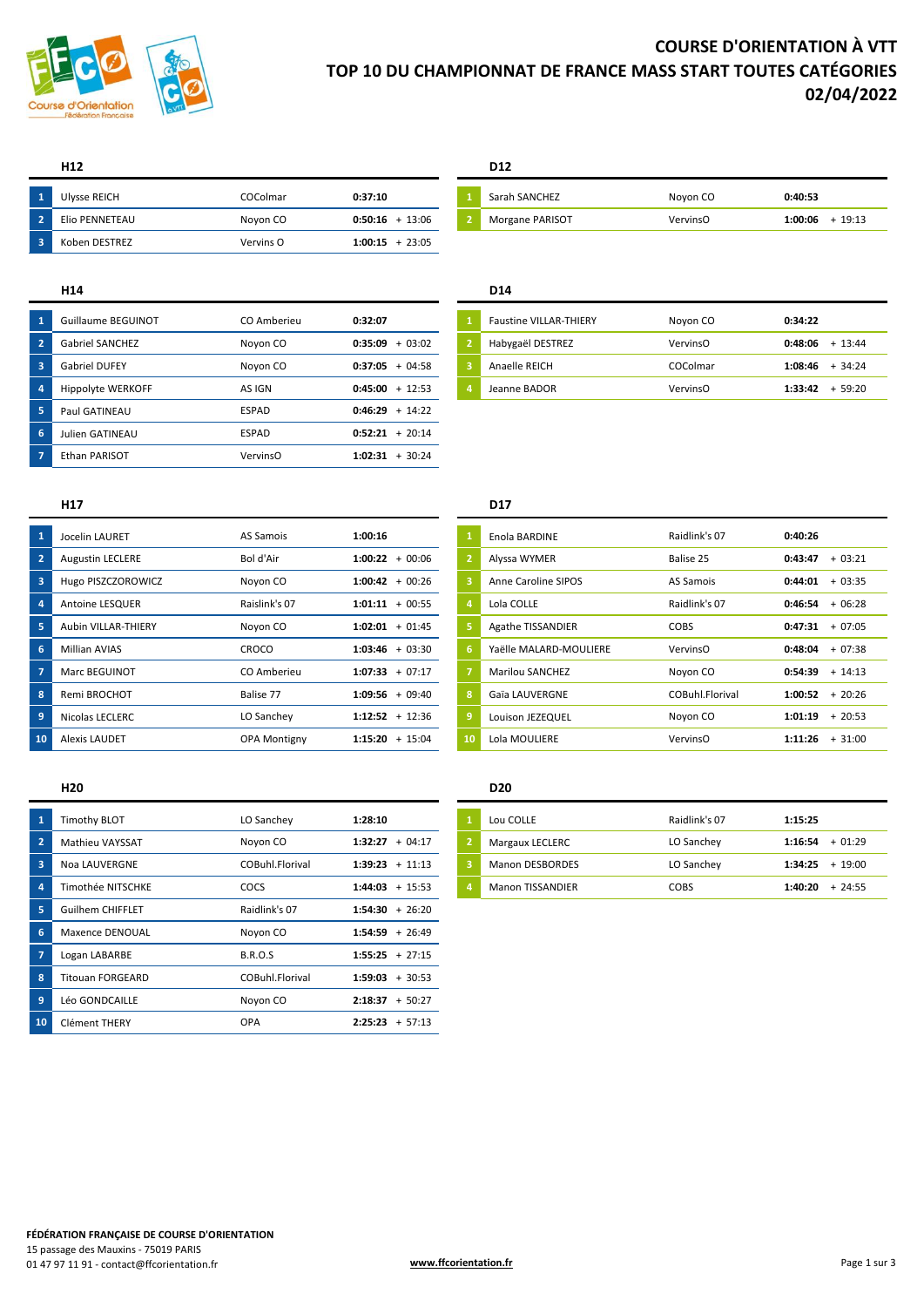# COURSE D'ORIENTATION À VTT
# TOP 10 DU CHAMPIONNAT DE FRANCE MASS START TOUTES CATÉGORIES
# 02/04/2022

### H12

| | Nom | Club | Temps | Écart |
|---|---|---|---|---|
| 1 | Ulysse REICH | COColmar | **0:37:10** | |
| 2 | Elio PENNETEAU | Noyon CO | **0:50:16** | + 13:06 |
| 3 | Koben DESTREZ | Vervins O | **1:00:15** | + 23:05 |

### D12

| | Nom | Club | Temps | Écart |
|---|---|---|---|---|
| 1 | Sarah SANCHEZ | Noyon CO | **0:40:53** | |
| 2 | Morgane PARISOT | VervinsO | **1:00:06** | + 19:13 |

### H14

| | Nom | Club | Temps | Écart |
|---|---|---|---|---|
| 1 | Guillaume BEGUINOT | CO Amberieu | **0:32:07** | |
| 2 | Gabriel SANCHEZ | Noyon CO | **0:35:09** | + 03:02 |
| 3 | Gabriel DUFEY | Noyon CO | **0:37:05** | + 04:58 |
| 4 | Hippolyte WERKOFF | AS IGN | **0:45:00** | + 12:53 |
| 5 | Paul GATINEAU | ESPAD | **0:46:29** | + 14:22 |
| 6 | Julien GATINEAU | ESPAD | **0:52:21** | + 20:14 |
| 7 | Ethan PARISOT | VervinsO | **1:02:31** | + 30:24 |

### D14

| | Nom | Club | Temps | Écart |
|---|---|---|---|---|
| 1 | Faustine VILLAR-THIERY | Noyon CO | **0:34:22** | |
| 2 | Habygaël DESTREZ | VervinsO | **0:48:06** | + 13:44 |
| 3 | Anaelle REICH | COColmar | **1:08:46** | + 34:24 |
| 4 | Jeanne BADOR | VervinsO | **1:33:42** | + 59:20 |

### H17

| | Nom | Club | Temps | Écart |
|---|---|---|---|---|
| 1 | Jocelin LAURET | AS Samois | **1:00:16** | |
| 2 | Augustin LECLERE | Bol d'Air | **1:00:22** | + 00:06 |
| 3 | Hugo PISZCZOROWICZ | Noyon CO | **1:00:42** | + 00:26 |
| 4 | Antoine LESQUER | Raislink's 07 | **1:01:11** | + 00:55 |
| 5 | Aubin VILLAR-THIERY | Noyon CO | **1:02:01** | + 01:45 |
| 6 | Millian AVIAS | CROCO | **1:03:46** | + 03:30 |
| 7 | Marc BEGUINOT | CO Amberieu | **1:07:33** | + 07:17 |
| 8 | Remi BROCHOT | Balise 77 | **1:09:56** | + 09:40 |
| 9 | Nicolas LECLERC | LO Sanchey | **1:12:52** | + 12:36 |
| 10 | Alexis LAUDET | OPA Montigny | **1:15:20** | + 15:04 |

### D17

| | Nom | Club | Temps | Écart |
|---|---|---|---|---|
| 1 | Enola BARDINE | Raidlink's 07 | **0:40:26** | |
| 2 | Alyssa WYMER | Balise 25 | **0:43:47** | + 03:21 |
| 3 | Anne Caroline SIPOS | AS Samois | **0:44:01** | + 03:35 |
| 4 | Lola COLLE | Raidlink's 07 | **0:46:54** | + 06:28 |
| 5 | Agathe TISSANDIER | COBS | **0:47:31** | + 07:05 |
| 6 | Yaëlle MALARD-MOULIERE | VervinsO | **0:48:04** | + 07:38 |
| 7 | Marilou SANCHEZ | Noyon CO | **0:54:39** | + 14:13 |
| 8 | Gaïa LAUVERGNE | COBuhl.Florival | **1:00:52** | + 20:26 |
| 9 | Louison JEZEQUEL | Noyon CO | **1:01:19** | + 20:53 |
| 10 | Lola MOULIERE | VervinsO | **1:11:26** | + 31:00 |

### H20

| | Nom | Club | Temps | Écart |
|---|---|---|---|---|
| 1 | Timothy BLOT | LO Sanchey | **1:28:10** | |
| 2 | Mathieu VAYSSAT | Noyon CO | **1:32:27** | + 04:17 |
| 3 | Noa LAUVERGNE | COBuhl.Florival | **1:39:23** | + 11:13 |
| 4 | Timothée NITSCHKE | COCS | **1:44:03** | + 15:53 |
| 5 | Guilhem CHIFFLET | Raidlink's 07 | **1:54:30** | + 26:20 |
| 6 | Maxence DENOUAL | Noyon CO | **1:54:59** | + 26:49 |
| 7 | Logan LABARBE | B.R.O.S | **1:55:25** | + 27:15 |
| 8 | Titouan FORGEARD | COBuhl.Florival | **1:59:03** | + 30:53 |
| 9 | Léo GONDCAILLE | Noyon CO | **2:18:37** | + 50:27 |
| 10 | Clément THERY | OPA | **2:25:23** | + 57:13 |

### D20

| | Nom | Club | Temps | Écart |
|---|---|---|---|---|
| 1 | Lou COLLE | Raidlink's 07 | **1:15:25** | |
| 2 | Margaux LECLERC | LO Sanchey | **1:16:54** | + 01:29 |
| 3 | Manon DESBORDES | LO Sanchey | **1:34:25** | + 19:00 |
| 4 | Manon TISSANDIER | COBS | **1:40:20** | + 24:55 |

**FÉDÉRATION FRANÇAISE DE COURSE D'ORIENTATION**
15 passage des Mauxins - 75019 PARIS
01 47 97 11 91 - contact@ffcorientation.fr

www.ffcorientation.fr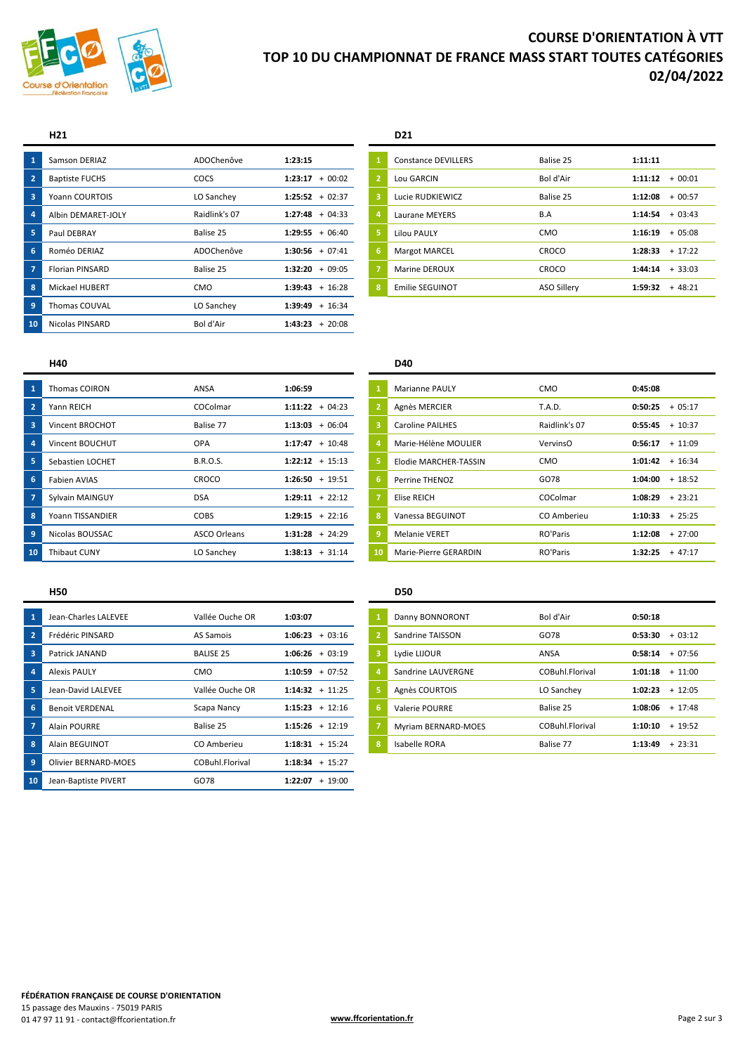# COURSE D'ORIENTATION À VTT

# TOP 10 DU CHAMPIONNAT DE FRANCE MASS START TOUTES CATÉGORIES

# 02/04/2022

## H21

| # | Nom | Club | Temps | Écart |
|---|---|---|---|---|
| 1 | Samson DERIAZ | ADOChenôve | **1:23:15** | |
| 2 | Baptiste FUCHS | COCS | **1:23:17** | + 00:02 |
| 3 | Yoann COURTOIS | LO Sanchey | **1:25:52** | + 02:37 |
| 4 | Albin DEMARET-JOLY | Raidlink's 07 | **1:27:48** | + 04:33 |
| 5 | Paul DEBRAY | Balise 25 | **1:29:55** | + 06:40 |
| 6 | Roméo DERIAZ | ADOChenôve | **1:30:56** | + 07:41 |
| 7 | Florian PINSARD | Balise 25 | **1:32:20** | + 09:05 |
| 8 | Mickael HUBERT | CMO | **1:39:43** | + 16:28 |
| 9 | Thomas COUVAL | LO Sanchey | **1:39:49** | + 16:34 |
| 10 | Nicolas PINSARD | Bol d'Air | **1:43:23** | + 20:08 |

## D21

| # | Nom | Club | Temps | Écart |
|---|---|---|---|---|
| 1 | Constance DEVILLERS | Balise 25 | **1:11:11** | |
| 2 | Lou GARCIN | Bol d'Air | **1:11:12** | + 00:01 |
| 3 | Lucie RUDKIEWICZ | Balise 25 | **1:12:08** | + 00:57 |
| 4 | Laurane MEYERS | B.A | **1:14:54** | + 03:43 |
| 5 | Lilou PAULY | CMO | **1:16:19** | + 05:08 |
| 6 | Margot MARCEL | CROCO | **1:28:33** | + 17:22 |
| 7 | Marine DEROUX | CROCO | **1:44:14** | + 33:03 |
| 8 | Emilie SEGUINOT | ASO Sillery | **1:59:32** | + 48:21 |

## H40

| # | Nom | Club | Temps | Écart |
|---|---|---|---|---|
| 1 | Thomas COIRON | ANSA | **1:06:59** | |
| 2 | Yann REICH | COColmar | **1:11:22** | + 04:23 |
| 3 | Vincent BROCHOT | Balise 77 | **1:13:03** | + 06:04 |
| 4 | Vincent BOUCHUT | OPA | **1:17:47** | + 10:48 |
| 5 | Sebastien LOCHET | B.R.O.S. | **1:22:12** | + 15:13 |
| 6 | Fabien AVIAS | CROCO | **1:26:50** | + 19:51 |
| 7 | Sylvain MAINGUY | DSA | **1:29:11** | + 22:12 |
| 8 | Yoann TISSANDIER | COBS | **1:29:15** | + 22:16 |
| 9 | Nicolas BOUSSAC | ASCO Orleans | **1:31:28** | + 24:29 |
| 10 | Thibaut CUNY | LO Sanchey | **1:38:13** | + 31:14 |

## D40

| # | Nom | Club | Temps | Écart |
|---|---|---|---|---|
| 1 | Marianne PAULY | CMO | **0:45:08** | |
| 2 | Agnès MERCIER | T.A.D. | **0:50:25** | + 05:17 |
| 3 | Caroline PAILHES | Raidlink's 07 | **0:55:45** | + 10:37 |
| 4 | Marie-Hélène MOULIER | VervinsO | **0:56:17** | + 11:09 |
| 5 | Elodie MARCHER-TASSIN | CMO | **1:01:42** | + 16:34 |
| 6 | Perrine THENOZ | GO78 | **1:04:00** | + 18:52 |
| 7 | Elise REICH | COColmar | **1:08:29** | + 23:21 |
| 8 | Vanessa BEGUINOT | CO Amberieu | **1:10:33** | + 25:25 |
| 9 | Melanie VERET | RO'Paris | **1:12:08** | + 27:00 |
| 10 | Marie-Pierre GERARDIN | RO'Paris | **1:32:25** | + 47:17 |

## H50

| # | Nom | Club | Temps | Écart |
|---|---|---|---|---|
| 1 | Jean-Charles LALEVEE | Vallée Ouche OR | **1:03:07** | |
| 2 | Frédéric PINSARD | AS Samois | **1:06:23** | + 03:16 |
| 3 | Patrick JANAND | BALISE 25 | **1:06:26** | + 03:19 |
| 4 | Alexis PAULY | CMO | **1:10:59** | + 07:52 |
| 5 | Jean-David LALEVEE | Vallée Ouche OR | **1:14:32** | + 11:25 |
| 6 | Benoit VERDENAL | Scapa Nancy | **1:15:23** | + 12:16 |
| 7 | Alain POURRE | Balise 25 | **1:15:26** | + 12:19 |
| 8 | Alain BEGUINOT | CO Amberieu | **1:18:31** | + 15:24 |
| 9 | Olivier BERNARD-MOES | COBuhl.Florival | **1:18:34** | + 15:27 |
| 10 | Jean-Baptiste PIVERT | GO78 | **1:22:07** | + 19:00 |

## D50

| # | Nom | Club | Temps | Écart |
|---|---|---|---|---|
| 1 | Danny BONNORONT | Bol d'Air | **0:50:18** | |
| 2 | Sandrine TAISSON | GO78 | **0:53:30** | + 03:12 |
| 3 | Lydie LIJOUR | ANSA | **0:58:14** | + 07:56 |
| 4 | Sandrine LAUVERGNE | COBuhl.Florival | **1:01:18** | + 11:00 |
| 5 | Agnès COURTOIS | LO Sanchey | **1:02:23** | + 12:05 |
| 6 | Valerie POURRE | Balise 25 | **1:08:06** | + 17:48 |
| 7 | Myriam BERNARD-MOES | COBuhl.Florival | **1:10:10** | + 19:52 |
| 8 | Isabelle RORA | Balise 77 | **1:13:49** | + 23:31 |

**FÉDÉRATION FRANÇAISE DE COURSE D'ORIENTATION**
15 passage des Mauxins - 75019 PARIS
01 47 97 11 91 - contact@ffcorientation.fr

**www.ffcorientation.fr**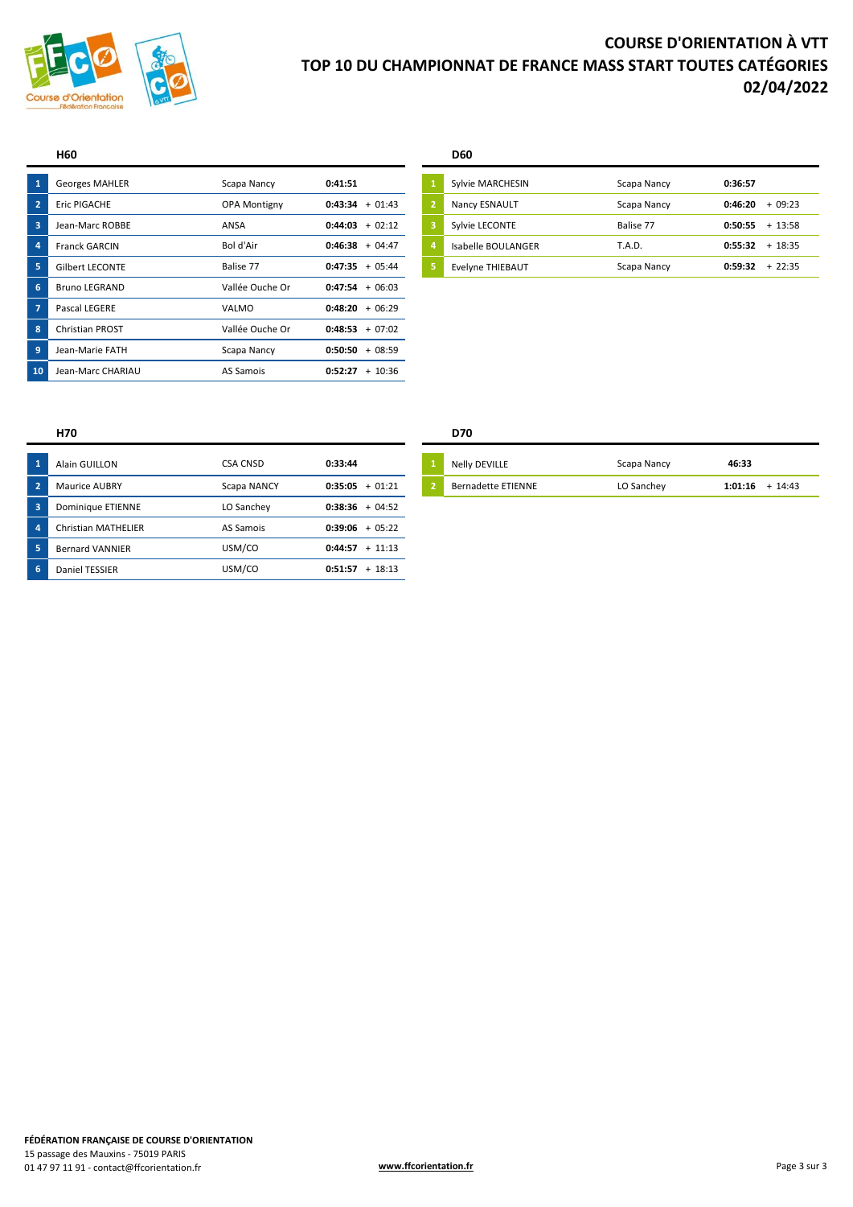# COURSE D'ORIENTATION À VTT
# TOP 10 DU CHAMPIONNAT DE FRANCE MASS START TOUTES CATÉGORIES
# 02/04/2022

## H60

| | | | | |
|---|---|---|---|---|
| 1 | Georges MAHLER | Scapa Nancy | **0:41:51** | |
| 2 | Eric PIGACHE | OPA Montigny | **0:43:34** | + 01:43 |
| 3 | Jean-Marc ROBBE | ANSA | **0:44:03** | + 02:12 |
| 4 | Franck GARCIN | Bol d'Air | **0:46:38** | + 04:47 |
| 5 | Gilbert LECONTE | Balise 77 | **0:47:35** | + 05:44 |
| 6 | Bruno LEGRAND | Vallée Ouche Or | **0:47:54** | + 06:03 |
| 7 | Pascal LEGERE | VALMO | **0:48:20** | + 06:29 |
| 8 | Christian PROST | Vallée Ouche Or | **0:48:53** | + 07:02 |
| 9 | Jean-Marie FATH | Scapa Nancy | **0:50:50** | + 08:59 |
| 10 | Jean-Marc CHARIAU | AS Samois | **0:52:27** | + 10:36 |

## D60

| | | | | |
|---|---|---|---|---|
| 1 | Sylvie MARCHESIN | Scapa Nancy | **0:36:57** | |
| 2 | Nancy ESNAULT | Scapa Nancy | **0:46:20** | + 09:23 |
| 3 | Sylvie LECONTE | Balise 77 | **0:50:55** | + 13:58 |
| 4 | Isabelle BOULANGER | T.A.D. | **0:55:32** | + 18:35 |
| 5 | Evelyne THIEBAUT | Scapa Nancy | **0:59:32** | + 22:35 |

## H70

| | | | | |
|---|---|---|---|---|
| 1 | Alain GUILLON | CSA CNSD | **0:33:44** | |
| 2 | Maurice AUBRY | Scapa NANCY | **0:35:05** | + 01:21 |
| 3 | Dominique ETIENNE | LO Sanchey | **0:38:36** | + 04:52 |
| 4 | Christian MATHELIER | AS Samois | **0:39:06** | + 05:22 |
| 5 | Bernard VANNIER | USM/CO | **0:44:57** | + 11:13 |
| 6 | Daniel TESSIER | USM/CO | **0:51:57** | + 18:13 |

## D70

| | | | | |
|---|---|---|---|---|
| 1 | Nelly DEVILLE | Scapa Nancy | **46:33** | |
| 2 | Bernadette ETIENNE | LO Sanchey | **1:01:16** | + 14:43 |

**FÉDÉRATION FRANÇAISE DE COURSE D'ORIENTATION**
15 passage des Mauxins - 75019 PARIS
01 47 97 11 91 - contact@ffcorientation.fr

**www.ffcorientation.fr**